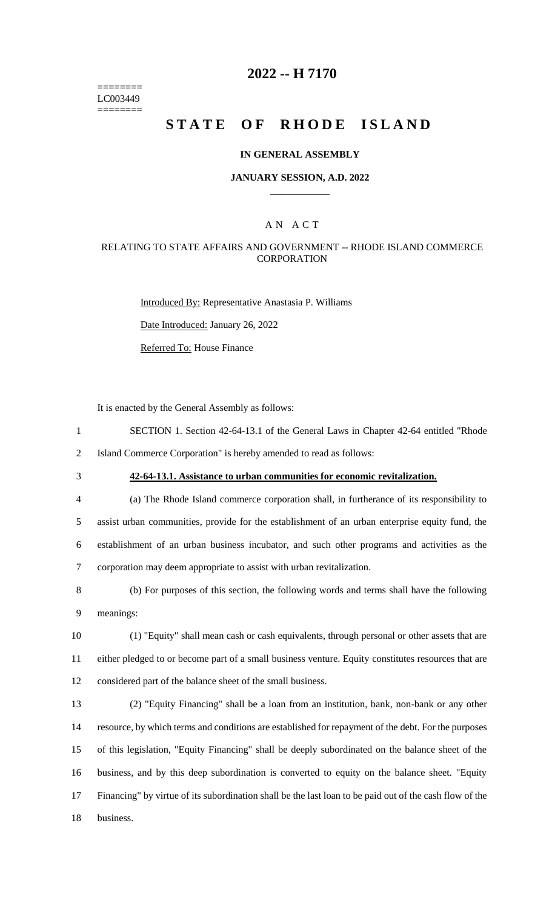========
LC003449
========

# 2022 -- H 7170

# STATE OF RHODE ISLAND

### IN GENERAL ASSEMBLY

### JANUARY SESSION, A.D. 2022

## AN ACT

### RELATING TO STATE AFFAIRS AND GOVERNMENT -- RHODE ISLAND COMMERCE CORPORATION

Introduced By: Representative Anastasia P. Williams

Date Introduced: January 26, 2022

Referred To: House Finance

It is enacted by the General Assembly as follows:

1 SECTION 1. Section 42-64-13.1 of the General Laws in Chapter 42-64 entitled "Rhode
2 Island Commerce Corporation" is hereby amended to read as follows:

3 **42-64-13.1. Assistance to urban communities for economic revitalization.**

4 (a) The Rhode Island commerce corporation shall, in furtherance of its responsibility to
5 assist urban communities, provide for the establishment of an urban enterprise equity fund, the
6 establishment of an urban business incubator, and such other programs and activities as the
7 corporation may deem appropriate to assist with urban revitalization.

8 (b) For purposes of this section, the following words and terms shall have the following
9 meanings:

10 (1) "Equity" shall mean cash or cash equivalents, through personal or other assets that are
11 either pledged to or become part of a small business venture. Equity constitutes resources that are
12 considered part of the balance sheet of the small business.

13 (2) "Equity Financing" shall be a loan from an institution, bank, non-bank or any other
14 resource, by which terms and conditions are established for repayment of the debt. For the purposes
15 of this legislation, "Equity Financing" shall be deeply subordinated on the balance sheet of the
16 business, and by this deep subordination is converted to equity on the balance sheet. "Equity
17 Financing" by virtue of its subordination shall be the last loan to be paid out of the cash flow of the
18 business.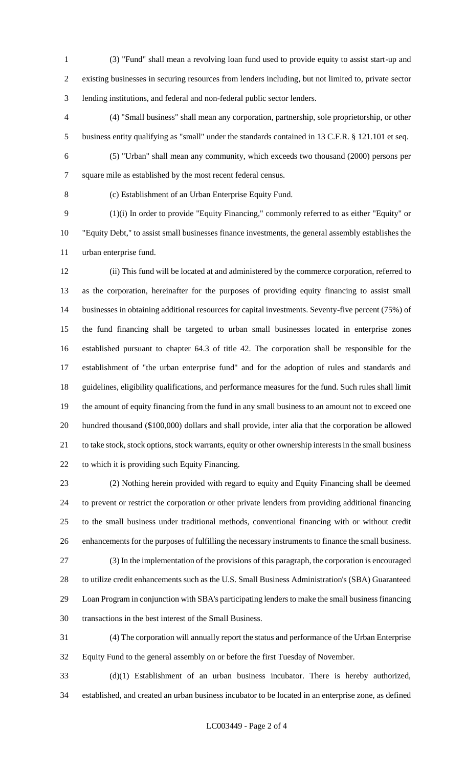(3) "Fund" shall mean a revolving loan fund used to provide equity to assist start-up and existing businesses in securing resources from lenders including, but not limited to, private sector lending institutions, and federal and non-federal public sector lenders.

(4) "Small business" shall mean any corporation, partnership, sole proprietorship, or other business entity qualifying as "small" under the standards contained in 13 C.F.R. § 121.101 et seq.

(5) "Urban" shall mean any community, which exceeds two thousand (2000) persons per square mile as established by the most recent federal census.

(c) Establishment of an Urban Enterprise Equity Fund.

(1)(i) In order to provide "Equity Financing," commonly referred to as either "Equity" or "Equity Debt," to assist small businesses finance investments, the general assembly establishes the urban enterprise fund.

(ii) This fund will be located at and administered by the commerce corporation, referred to as the corporation, hereinafter for the purposes of providing equity financing to assist small businesses in obtaining additional resources for capital investments. Seventy-five percent (75%) of the fund financing shall be targeted to urban small businesses located in enterprise zones established pursuant to chapter 64.3 of title 42. The corporation shall be responsible for the establishment of "the urban enterprise fund" and for the adoption of rules and standards and guidelines, eligibility qualifications, and performance measures for the fund. Such rules shall limit the amount of equity financing from the fund in any small business to an amount not to exceed one hundred thousand ($100,000) dollars and shall provide, inter alia that the corporation be allowed to take stock, stock options, stock warrants, equity or other ownership interests in the small business to which it is providing such Equity Financing.

(2) Nothing herein provided with regard to equity and Equity Financing shall be deemed to prevent or restrict the corporation or other private lenders from providing additional financing to the small business under traditional methods, conventional financing with or without credit enhancements for the purposes of fulfilling the necessary instruments to finance the small business.

(3) In the implementation of the provisions of this paragraph, the corporation is encouraged to utilize credit enhancements such as the U.S. Small Business Administration's (SBA) Guaranteed Loan Program in conjunction with SBA's participating lenders to make the small business financing transactions in the best interest of the Small Business.

(4) The corporation will annually report the status and performance of the Urban Enterprise Equity Fund to the general assembly on or before the first Tuesday of November.

(d)(1) Establishment of an urban business incubator. There is hereby authorized, established, and created an urban business incubator to be located in an enterprise zone, as defined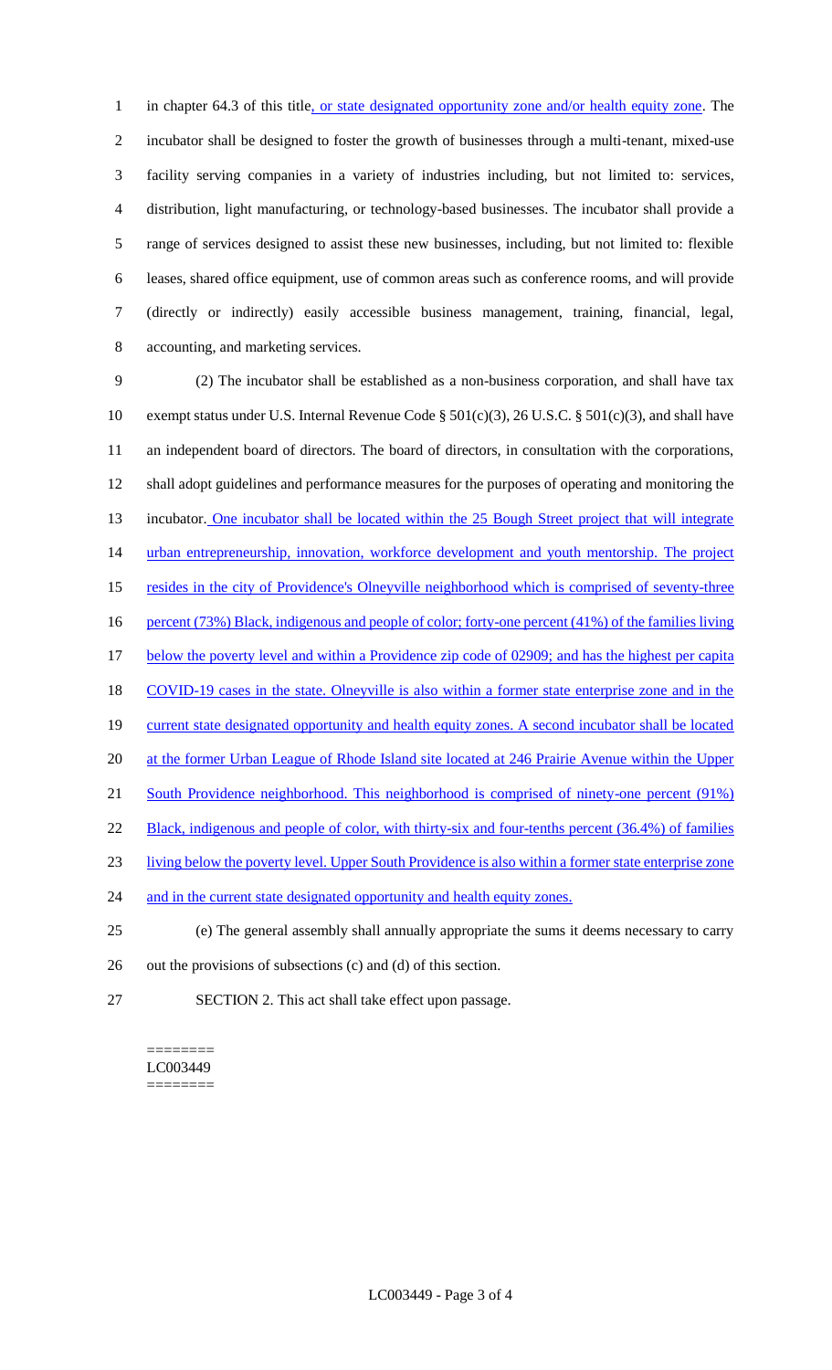in chapter 64.3 of this title, or state designated opportunity zone and/or health equity zone. The incubator shall be designed to foster the growth of businesses through a multi-tenant, mixed-use facility serving companies in a variety of industries including, but not limited to: services, distribution, light manufacturing, or technology-based businesses. The incubator shall provide a range of services designed to assist these new businesses, including, but not limited to: flexible leases, shared office equipment, use of common areas such as conference rooms, and will provide (directly or indirectly) easily accessible business management, training, financial, legal, accounting, and marketing services.

(2) The incubator shall be established as a non-business corporation, and shall have tax exempt status under U.S. Internal Revenue Code § 501(c)(3), 26 U.S.C. § 501(c)(3), and shall have an independent board of directors. The board of directors, in consultation with the corporations, shall adopt guidelines and performance measures for the purposes of operating and monitoring the incubator. One incubator shall be located within the 25 Bough Street project that will integrate urban entrepreneurship, innovation, workforce development and youth mentorship. The project resides in the city of Providence's Olneyville neighborhood which is comprised of seventy-three percent (73%) Black, indigenous and people of color; forty-one percent (41%) of the families living below the poverty level and within a Providence zip code of 02909; and has the highest per capita COVID-19 cases in the state. Olneyville is also within a former state enterprise zone and in the current state designated opportunity and health equity zones. A second incubator shall be located at the former Urban League of Rhode Island site located at 246 Prairie Avenue within the Upper South Providence neighborhood. This neighborhood is comprised of ninety-one percent (91%) Black, indigenous and people of color, with thirty-six and four-tenths percent (36.4%) of families living below the poverty level. Upper South Providence is also within a former state enterprise zone and in the current state designated opportunity and health equity zones.

(e) The general assembly shall annually appropriate the sums it deems necessary to carry out the provisions of subsections (c) and (d) of this section.

SECTION 2. This act shall take effect upon passage.

========
LC003449
========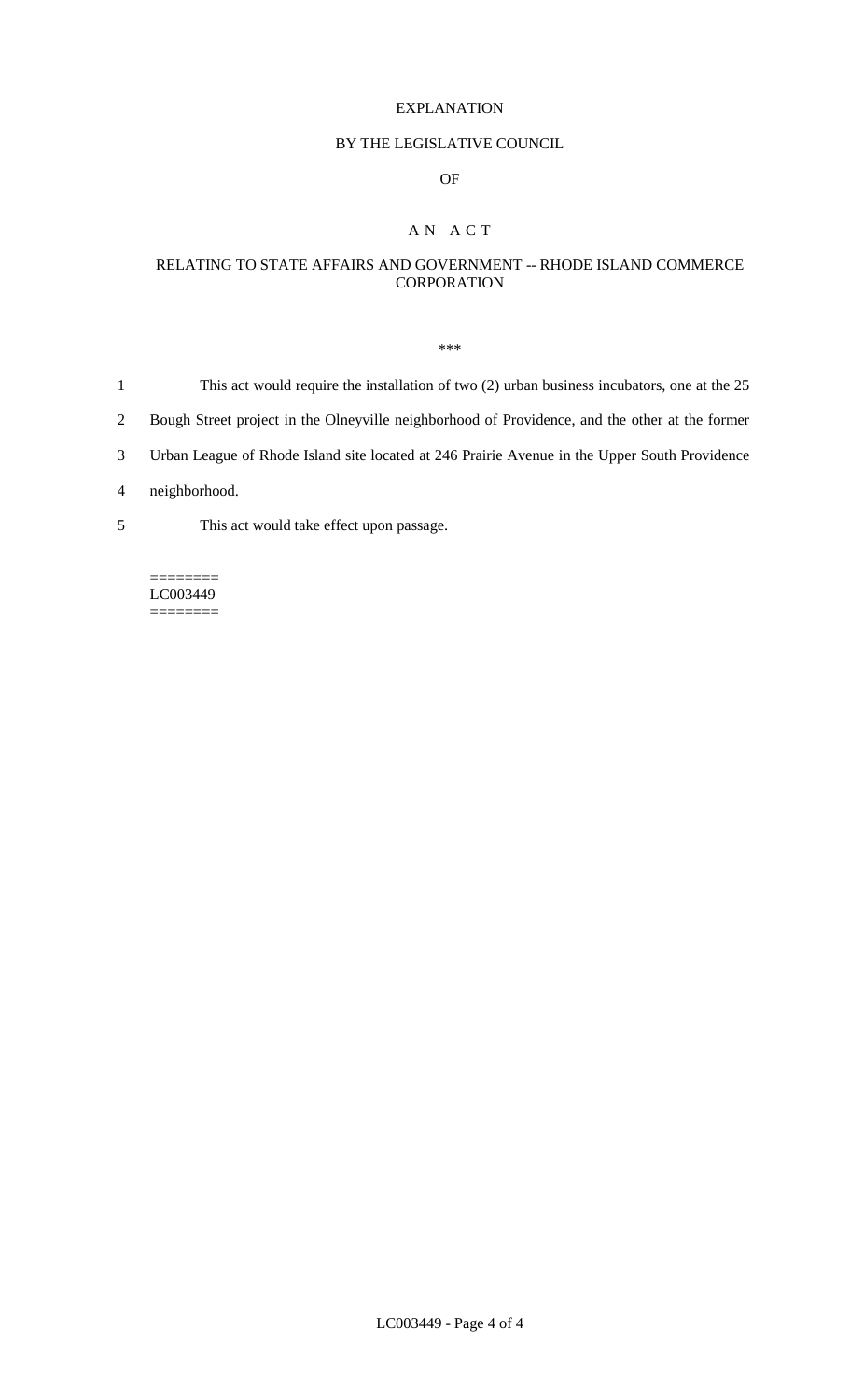EXPLANATION

BY THE LEGISLATIVE COUNCIL

OF

# A N A C T

RELATING TO STATE AFFAIRS AND GOVERNMENT -- RHODE ISLAND COMMERCE CORPORATION

\*\*\*

1 This act would require the installation of two (2) urban business incubators, one at the 25
2 Bough Street project in the Olneyville neighborhood of Providence, and the other at the former
3 Urban League of Rhode Island site located at 246 Prairie Avenue in the Upper South Providence
4 neighborhood.
5 This act would take effect upon passage.

========
LC003449
========